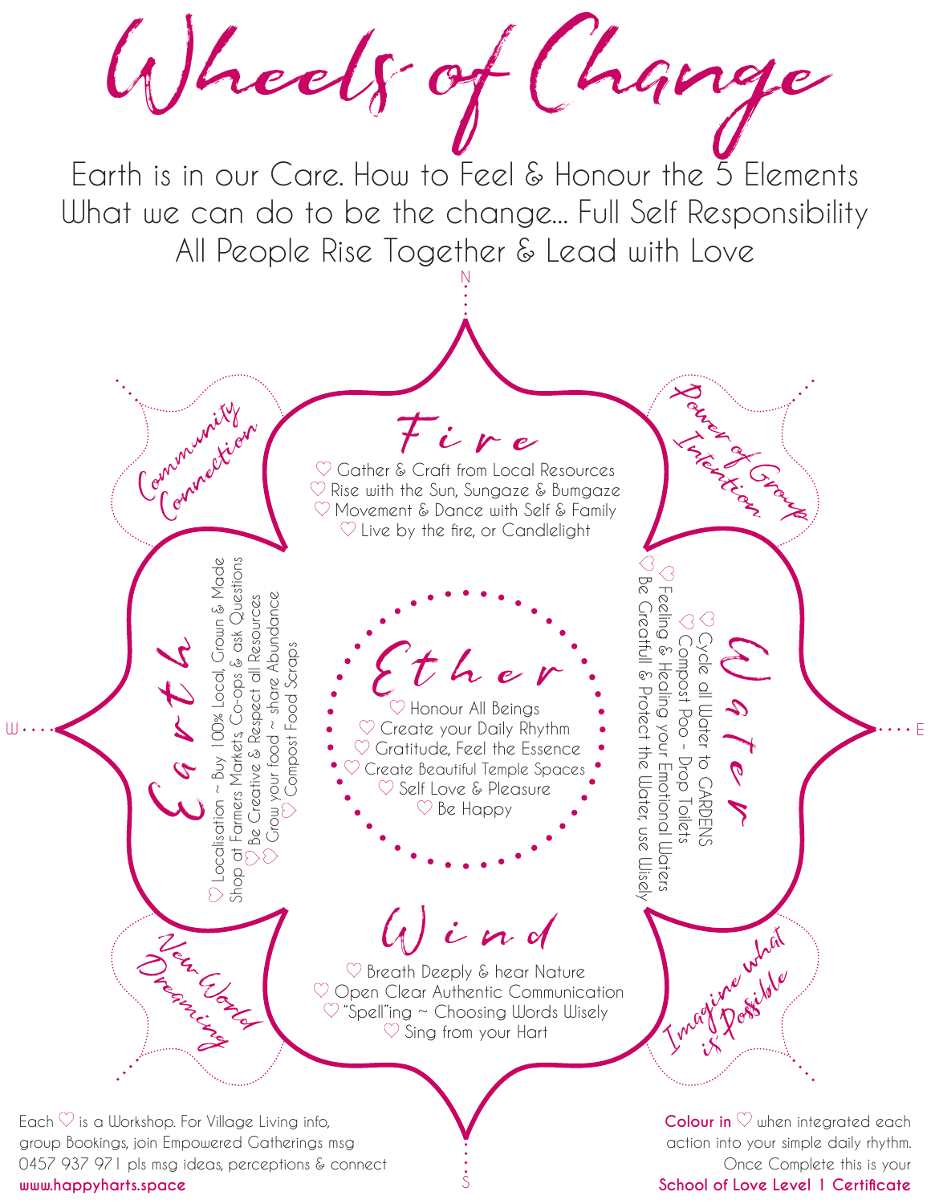# Wheels of Change

Earth is in our Care. How to Feel & Honour the 5 Elements
What we can do to be the change... Full Self Responsibility
All People Rise Together & Lead with Love

N

## Fire

♡ Gather & Craft from Local Resources
♡ Rise with the Sun, Sungaze & Bumgaze
♡ Movement & Dance with Self & Family
♡ Live by the fire, or Candlelight

*Community Connection*

*Power of Group Intention*

W

## Earth

♡ Localisation ~ Buy 100% Local, Grown & Made
Shop at Farmers Markets, Co-ops & ask Questions
♡ Be Creative & Respect all Resources
♡ Grow your food ~ share Abundance
♡ Compost Food Scraps

## Ether

♡ Honour All Beings
♡ Create your Daily Rhythm
♡ Gratitude, Feel the Essence
♡ Create Beautiful Temple Spaces
♡ Self Love & Pleasure
♡ Be Happy

E

## Water

♡ Cycle all Water to GARDENS
♡ Compost Poo - Drop Toilets
♡ Feeling & Healing your Emotional Waters
♡ Be Greatfull & Protect the Water, use Wisely

## Wind

♡ Breath Deeply & hear Nature
♡ Open Clear Authentic Communication
♡ "Spell"ing ~ Choosing Words Wisely
♡ Sing from your Hart

*New World Dreaming*

*Imagine what is Possible*

S

Each ♡ is a Workshop. For Village Living info, group Bookings, join Empowered Gatherings msg 0457 937 971 pls msg ideas, perceptions & connect
**www.happyharts.space**

**Colour in** ♡ when integrated each action into your simple daily rhythm. Once Complete this is your **School of Love Level 1 Certificate**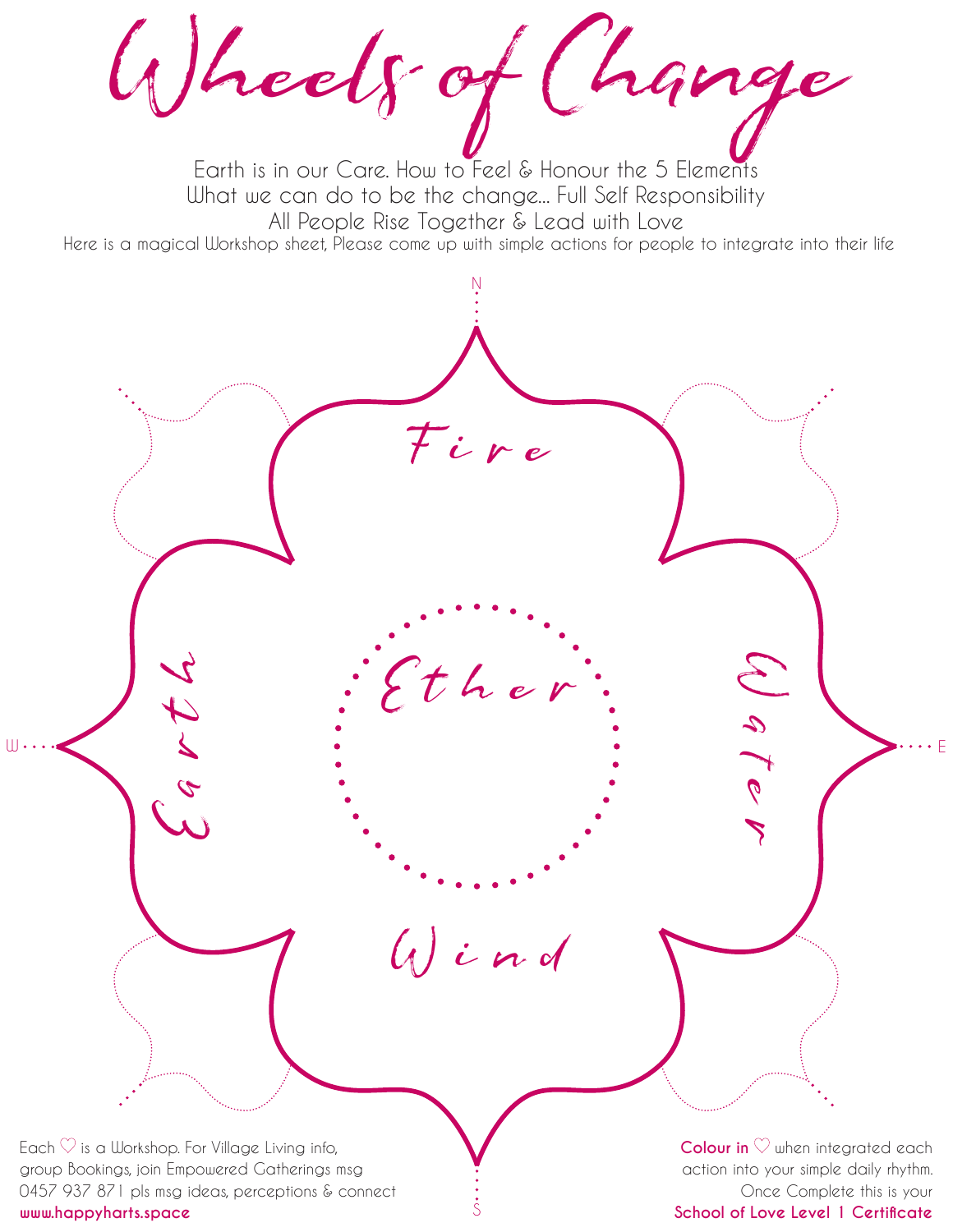# Wheels of Change

Earth is in our Care. How to Feel & Honour the 5 Elements
What we can do to be the change... Full Self Responsibility
All People Rise Together & Lead with Love
Here is a magical Workshop sheet, Please come up with simple actions for people to integrate into their life

N

Fire

W

Earth

Ether

Water

E

Wind

S

Each ♡ is a Workshop. For Village Living info, group Bookings, join Empowered Gatherings msg 0457 937 871 pls msg ideas, perceptions & connect
**www.happyharts.space**

**Colour in** ♡ when integrated each action into your simple daily rhythm. Once Complete this is your **School of Love Level 1 Certificate**